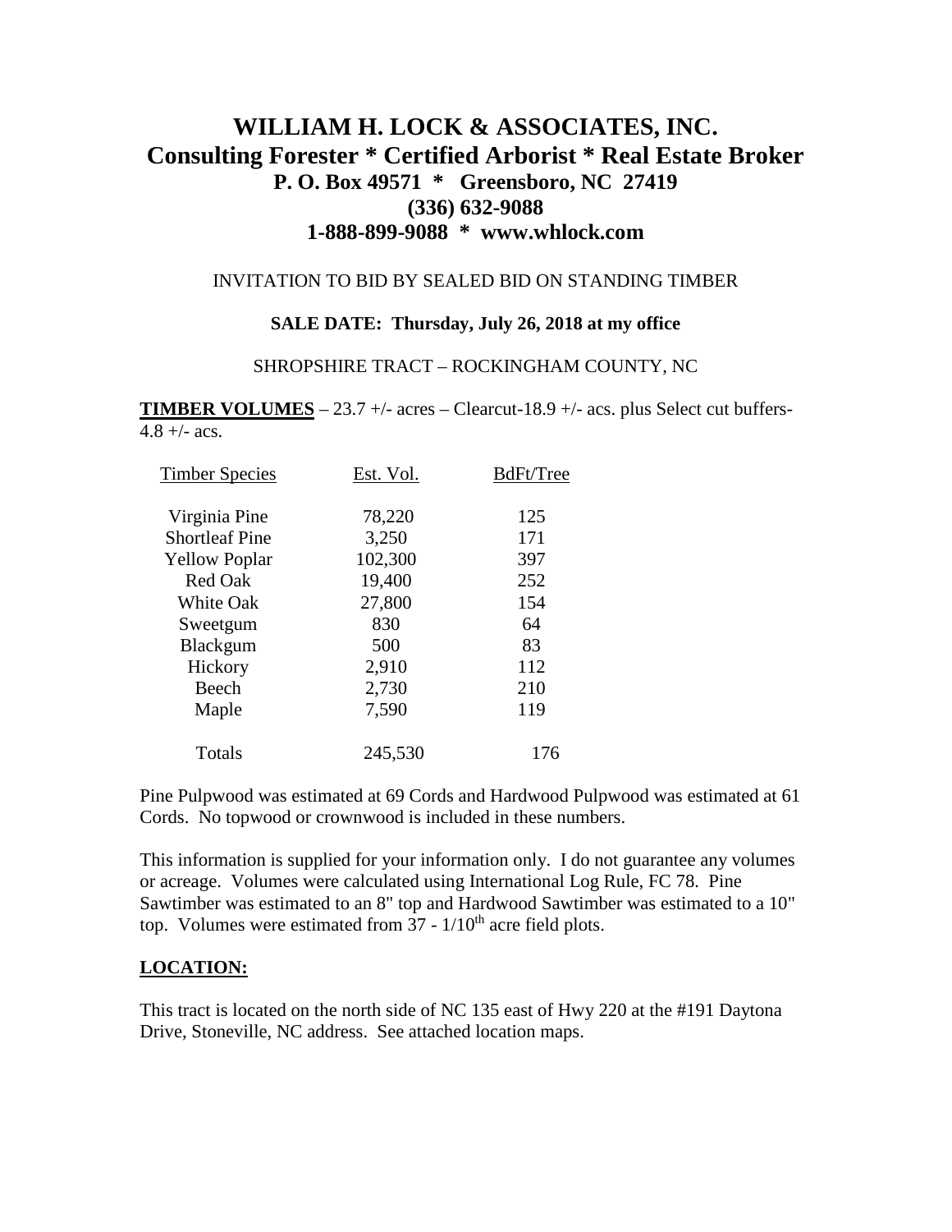# WILLIAM H. LOCK & ASSOCIATES, INC.
## Consulting Forester * Certified Arborist * Real Estate Broker
### P. O. Box 49571 * Greensboro, NC 27419
### (336) 632-9088
### 1-888-899-9088 * www.whlock.com

INVITATION TO BID BY SEALED BID ON STANDING TIMBER

**SALE DATE: Thursday, July 26, 2018 at my office**

SHROPSHIRE TRACT – ROCKINGHAM COUNTY, NC

**TIMBER VOLUMES** – 23.7 +/- acres – Clearcut-18.9 +/- acs. plus Select cut buffers-4.8 +/- acs.

| Timber Species | Est. Vol. | BdFt/Tree |
|---|---|---|
| Virginia Pine | 78,220 | 125 |
| Shortleaf Pine | 3,250 | 171 |
| Yellow Poplar | 102,300 | 397 |
| Red Oak | 19,400 | 252 |
| White Oak | 27,800 | 154 |
| Sweetgum | 830 | 64 |
| Blackgum | 500 | 83 |
| Hickory | 2,910 | 112 |
| Beech | 2,730 | 210 |
| Maple | 7,590 | 119 |
| Totals | 245,530 | 176 |

Pine Pulpwood was estimated at 69 Cords and Hardwood Pulpwood was estimated at 61 Cords. No topwood or crownwood is included in these numbers.

This information is supplied for your information only. I do not guarantee any volumes or acreage. Volumes were calculated using International Log Rule, FC 78. Pine Sawtimber was estimated to an 8" top and Hardwood Sawtimber was estimated to a 10" top. Volumes were estimated from 37 - 1/10th acre field plots.

## LOCATION:

This tract is located on the north side of NC 135 east of Hwy 220 at the #191 Daytona Drive, Stoneville, NC address. See attached location maps.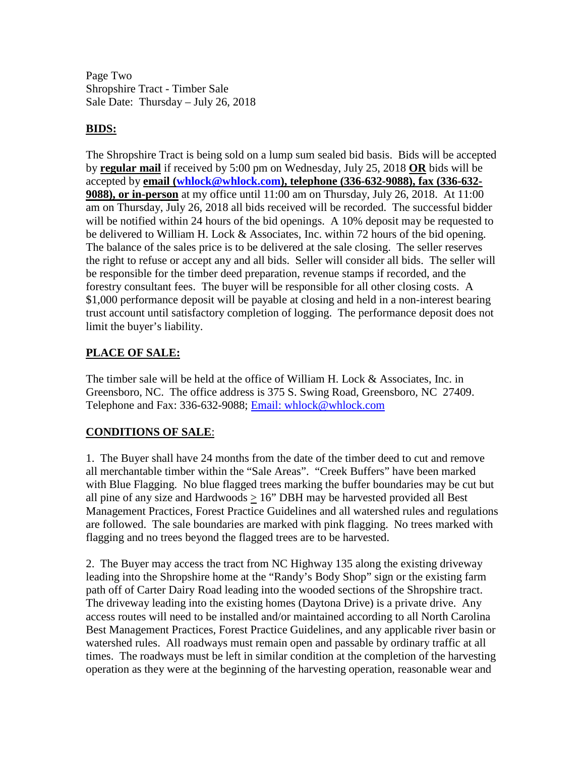Page Two
Shropshire Tract - Timber Sale
Sale Date: Thursday – July 26, 2018

## BIDS:

The Shropshire Tract is being sold on a lump sum sealed bid basis. Bids will be accepted by **regular mail** if received by 5:00 pm on Wednesday, July 25, 2018 **OR** bids will be accepted by **email (whlock@whlock.com), telephone (336-632-9088), fax (336-632-9088), or in-person** at my office until 11:00 am on Thursday, July 26, 2018. At 11:00 am on Thursday, July 26, 2018 all bids received will be recorded. The successful bidder will be notified within 24 hours of the bid openings. A 10% deposit may be requested to be delivered to William H. Lock & Associates, Inc. within 72 hours of the bid opening. The balance of the sales price is to be delivered at the sale closing. The seller reserves the right to refuse or accept any and all bids. Seller will consider all bids. The seller will be responsible for the timber deed preparation, revenue stamps if recorded, and the forestry consultant fees. The buyer will be responsible for all other closing costs. A $1,000 performance deposit will be payable at closing and held in a non-interest bearing trust account until satisfactory completion of logging. The performance deposit does not limit the buyer's liability.

## PLACE OF SALE:

The timber sale will be held at the office of William H. Lock & Associates, Inc. in Greensboro, NC. The office address is 375 S. Swing Road, Greensboro, NC 27409. Telephone and Fax: 336-632-9088; Email: whlock@whlock.com

## CONDITIONS OF SALE:

1. The Buyer shall have 24 months from the date of the timber deed to cut and remove all merchantable timber within the "Sale Areas". "Creek Buffers" have been marked with Blue Flagging. No blue flagged trees marking the buffer boundaries may be cut but all pine of any size and Hardwoods ≥ 16" DBH may be harvested provided all Best Management Practices, Forest Practice Guidelines and all watershed rules and regulations are followed. The sale boundaries are marked with pink flagging. No trees marked with flagging and no trees beyond the flagged trees are to be harvested.

2. The Buyer may access the tract from NC Highway 135 along the existing driveway leading into the Shropshire home at the "Randy's Body Shop" sign or the existing farm path off of Carter Dairy Road leading into the wooded sections of the Shropshire tract. The driveway leading into the existing homes (Daytona Drive) is a private drive. Any access routes will need to be installed and/or maintained according to all North Carolina Best Management Practices, Forest Practice Guidelines, and any applicable river basin or watershed rules. All roadways must remain open and passable by ordinary traffic at all times. The roadways must be left in similar condition at the completion of the harvesting operation as they were at the beginning of the harvesting operation, reasonable wear and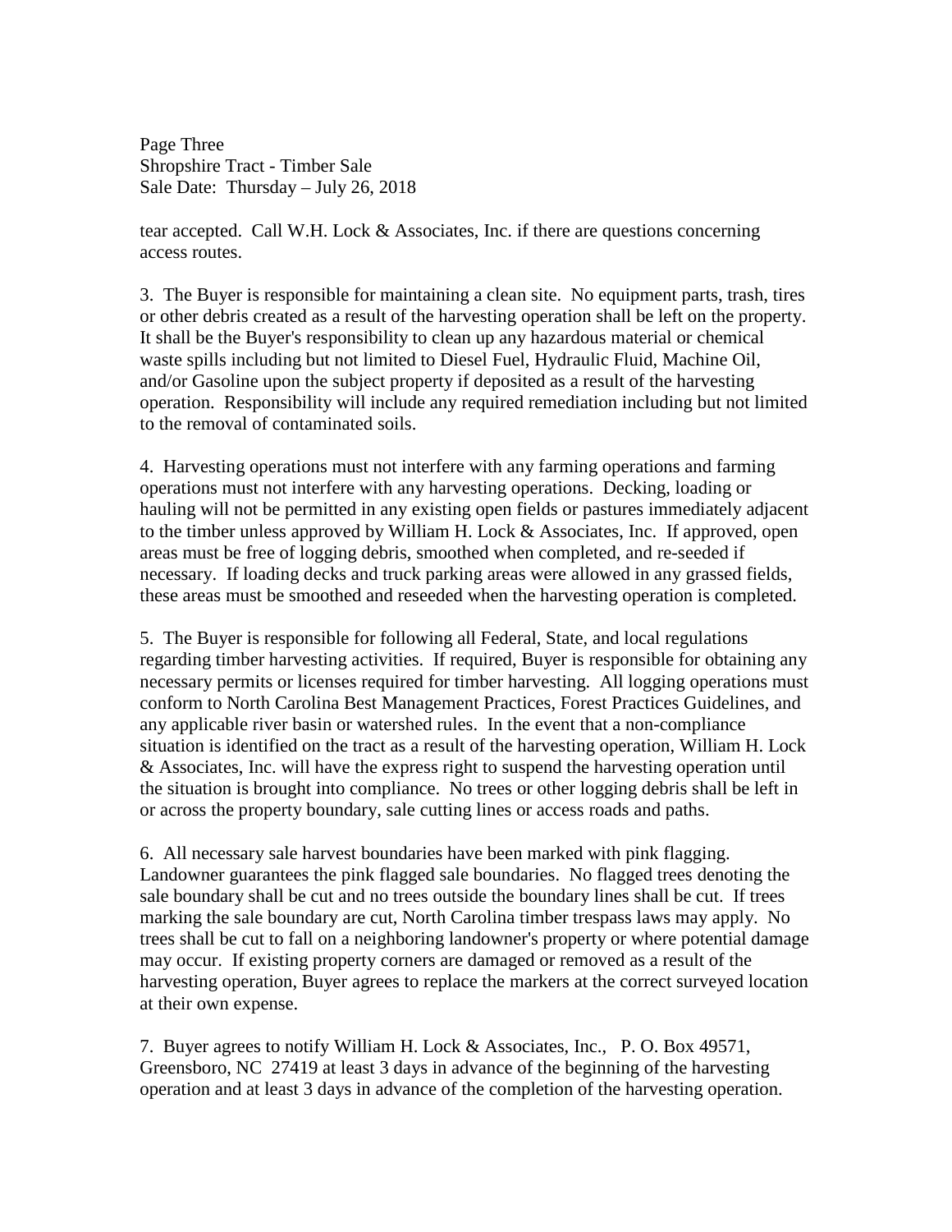tear accepted. Call W.H. Lock & Associates, Inc. if there are questions concerning access routes.

3. The Buyer is responsible for maintaining a clean site. No equipment parts, trash, tires or other debris created as a result of the harvesting operation shall be left on the property. It shall be the Buyer's responsibility to clean up any hazardous material or chemical waste spills including but not limited to Diesel Fuel, Hydraulic Fluid, Machine Oil, and/or Gasoline upon the subject property if deposited as a result of the harvesting operation. Responsibility will include any required remediation including but not limited to the removal of contaminated soils.

4. Harvesting operations must not interfere with any farming operations and farming operations must not interfere with any harvesting operations. Decking, loading or hauling will not be permitted in any existing open fields or pastures immediately adjacent to the timber unless approved by William H. Lock & Associates, Inc. If approved, open areas must be free of logging debris, smoothed when completed, and re-seeded if necessary. If loading decks and truck parking areas were allowed in any grassed fields, these areas must be smoothed and reseeded when the harvesting operation is completed.

5. The Buyer is responsible for following all Federal, State, and local regulations regarding timber harvesting activities. If required, Buyer is responsible for obtaining any necessary permits or licenses required for timber harvesting. All logging operations must conform to North Carolina Best Management Practices, Forest Practices Guidelines, and any applicable river basin or watershed rules. In the event that a non-compliance situation is identified on the tract as a result of the harvesting operation, William H. Lock & Associates, Inc. will have the express right to suspend the harvesting operation until the situation is brought into compliance. No trees or other logging debris shall be left in or across the property boundary, sale cutting lines or access roads and paths.

6. All necessary sale harvest boundaries have been marked with pink flagging. Landowner guarantees the pink flagged sale boundaries. No flagged trees denoting the sale boundary shall be cut and no trees outside the boundary lines shall be cut. If trees marking the sale boundary are cut, North Carolina timber trespass laws may apply. No trees shall be cut to fall on a neighboring landowner's property or where potential damage may occur. If existing property corners are damaged or removed as a result of the harvesting operation, Buyer agrees to replace the markers at the correct surveyed location at their own expense.

7. Buyer agrees to notify William H. Lock & Associates, Inc., P. O. Box 49571, Greensboro, NC 27419 at least 3 days in advance of the beginning of the harvesting operation and at least 3 days in advance of the completion of the harvesting operation.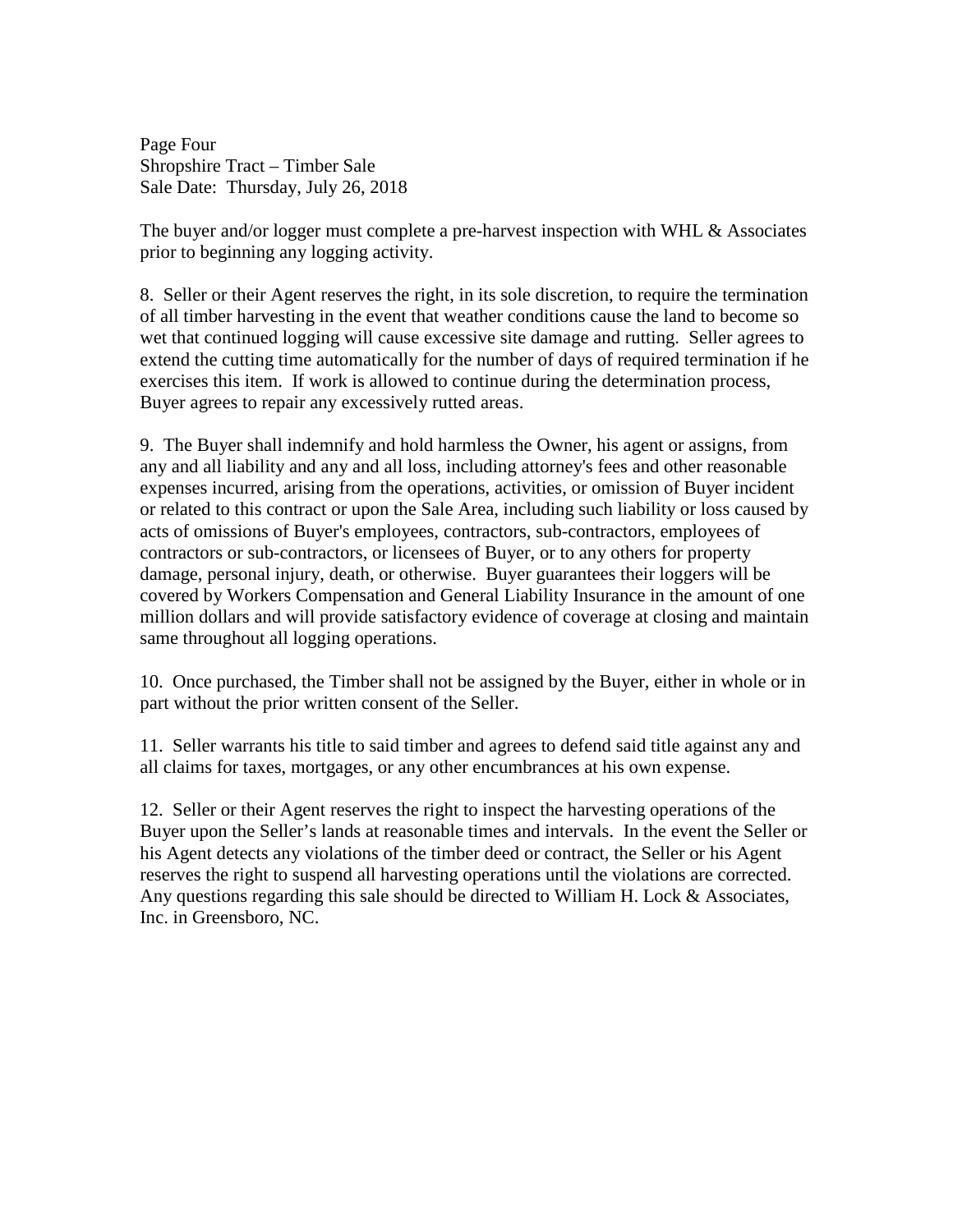The buyer and/or logger must complete a pre-harvest inspection with WHL & Associates prior to beginning any logging activity.

8. Seller or their Agent reserves the right, in its sole discretion, to require the termination of all timber harvesting in the event that weather conditions cause the land to become so wet that continued logging will cause excessive site damage and rutting. Seller agrees to extend the cutting time automatically for the number of days of required termination if he exercises this item. If work is allowed to continue during the determination process, Buyer agrees to repair any excessively rutted areas.

9. The Buyer shall indemnify and hold harmless the Owner, his agent or assigns, from any and all liability and any and all loss, including attorney's fees and other reasonable expenses incurred, arising from the operations, activities, or omission of Buyer incident or related to this contract or upon the Sale Area, including such liability or loss caused by acts of omissions of Buyer's employees, contractors, sub-contractors, employees of contractors or sub-contractors, or licensees of Buyer, or to any others for property damage, personal injury, death, or otherwise. Buyer guarantees their loggers will be covered by Workers Compensation and General Liability Insurance in the amount of one million dollars and will provide satisfactory evidence of coverage at closing and maintain same throughout all logging operations.

10. Once purchased, the Timber shall not be assigned by the Buyer, either in whole or in part without the prior written consent of the Seller.

11. Seller warrants his title to said timber and agrees to defend said title against any and all claims for taxes, mortgages, or any other encumbrances at his own expense.

12. Seller or their Agent reserves the right to inspect the harvesting operations of the Buyer upon the Seller's lands at reasonable times and intervals. In the event the Seller or his Agent detects any violations of the timber deed or contract, the Seller or his Agent reserves the right to suspend all harvesting operations until the violations are corrected. Any questions regarding this sale should be directed to William H. Lock & Associates, Inc. in Greensboro, NC.